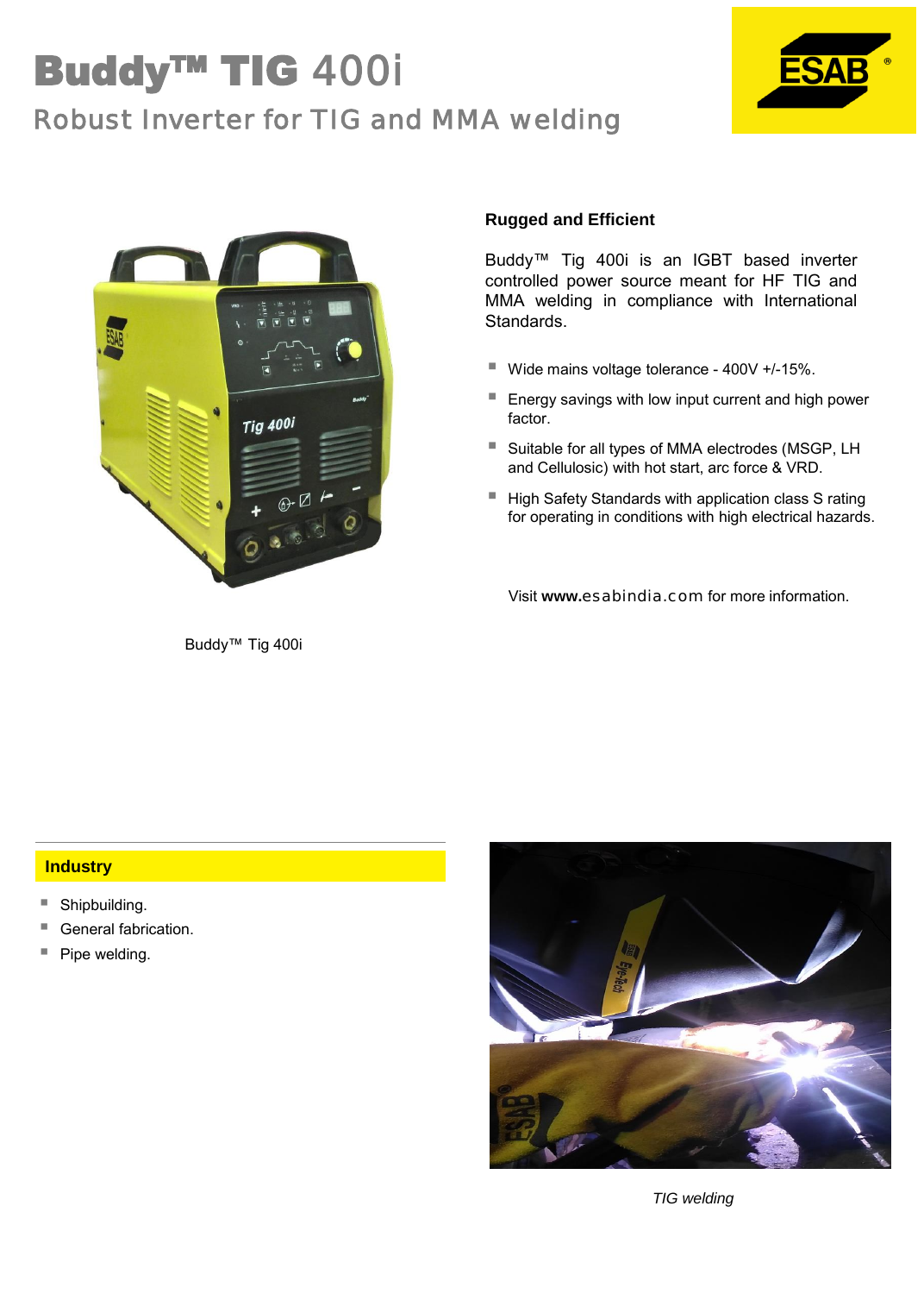# Buddy™ TIG 400i

## Robust Inverter for TIG and MMA welding

### Rugged and Efficient

Buddy™ Tig 400i is an IGBT based inverter controlled power source meant for HF TIG and MMA welding in compliance with International Standards.

- Wide mains voltage tolerance - 400V +/-15%.
- Energy savings with low input current and high power factor.
- Suitable for all types of MMA electrodes (MSGP, LH and Cellulosic) with hot start, arc force & VRD.
- High Safety Standards with application class S rating for operating in conditions with high electrical hazards.

Visit **www.**esabindia.com for more information.

Buddy™ Tig 400i

### Industry

- Shipbuilding.
- General fabrication.
- Pipe welding.

*TIG welding*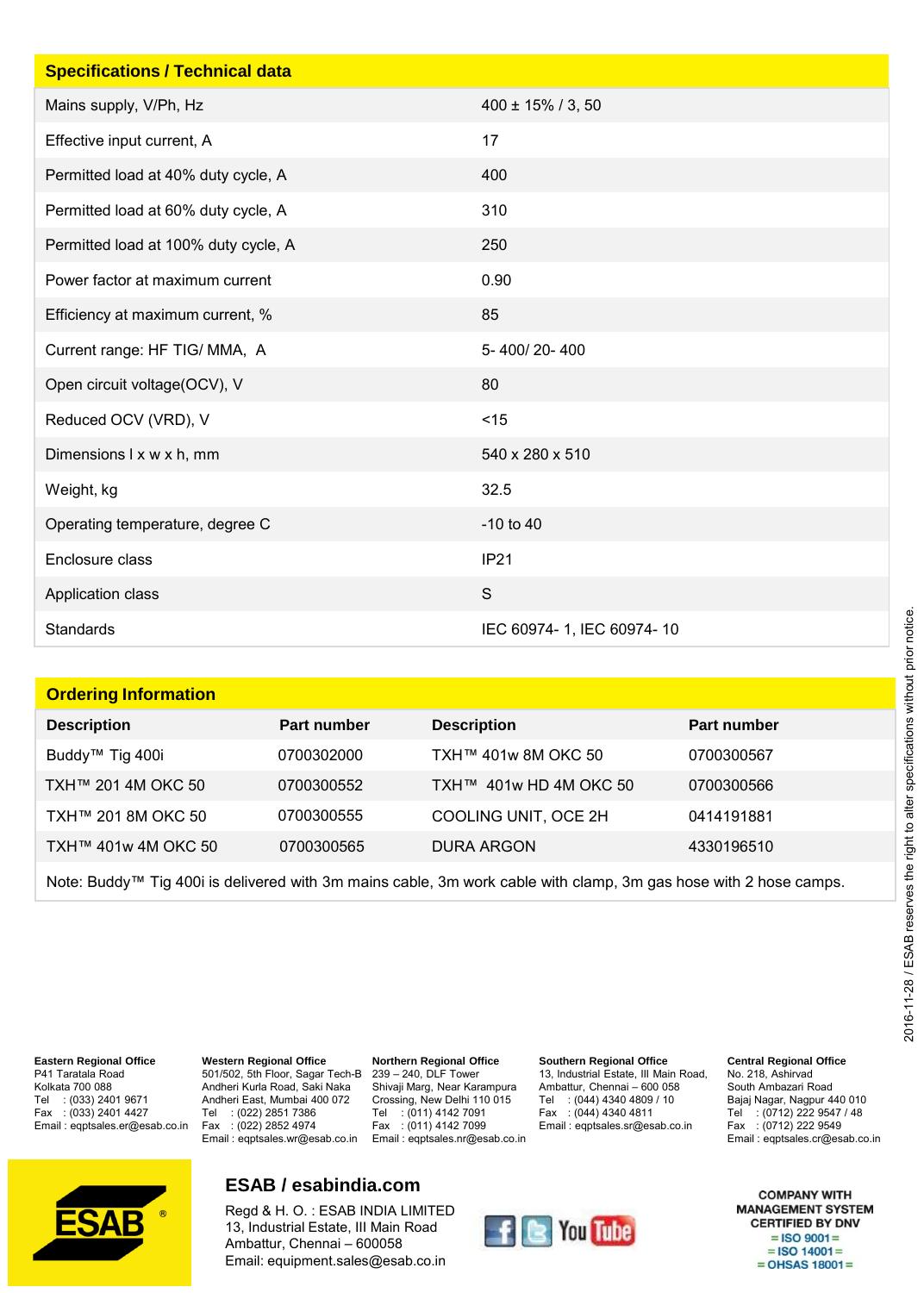## Specifications / Technical data

| Specifications / Technical data | |
|---|---|
| Mains supply, V/Ph, Hz | 400 ± 15% / 3, 50 |
| Effective input current, A | 17 |
| Permitted load at 40% duty cycle, A | 400 |
| Permitted load at 60% duty cycle, A | 310 |
| Permitted load at 100% duty cycle, A | 250 |
| Power factor at maximum current | 0.90 |
| Efficiency at maximum current, % | 85 |
| Current range: HF TIG/ MMA, A | 5- 400/ 20- 400 |
| Open circuit voltage(OCV), V | 80 |
| Reduced OCV (VRD), V | <15 |
| Dimensions l x w x h, mm | 540 x 280 x 510 |
| Weight, kg | 32.5 |
| Operating temperature, degree C | -10 to 40 |
| Enclosure class | IP21 |
| Application class | S |
| Standards | IEC 60974- 1, IEC 60974- 10 |

## Ordering Information

| Description | Part number | Description | Part number |
|---|---|---|---|
| Buddy™ Tig 400i | 0700302000 | TXH™ 401w 8M OKC 50 | 0700300567 |
| TXH™ 201 4M OKC 50 | 0700300552 | TXH™ 401w HD 4M OKC 50 | 0700300566 |
| TXH™ 201 8M OKC 50 | 0700300555 | COOLING UNIT, OCE 2H | 0414191881 |
| TXH™ 401w 4M OKC 50 | 0700300565 | DURA ARGON | 4330196510 |

Note: Buddy™ Tig 400i is delivered with 3m mains cable, 3m work cable with clamp, 3m gas hose with 2 hose camps.

2016-11-28 / ESAB reserves the right to alter specifications without prior notice.

**Eastern Regional Office**
P41 Taratala Road
Kolkata 700 088
Tel : (033) 2401 9671
Fax : (033) 2401 4427
Email : eqptsales.er@esab.co.in

**Western Regional Office**
501/502, 5th Floor, Sagar Tech-B
Andheri Kurla Road, Saki Naka
Andheri East, Mumbai 400 072
Tel : (022) 2851 7386
Fax : (022) 2852 4974
Email : eqptsales.wr@esab.co.in

**Northern Regional Office**
239 – 240, DLF Tower
Shivaji Marg, Near Karampura
Crossing, New Delhi 110 015
Tel : (011) 4142 7091
Fax : (011) 4142 7099
Email : eqptsales.nr@esab.co.in

**Southern Regional Office**
13, Industrial Estate, III Main Road,
Ambattur, Chennai – 600 058
Tel : (044) 4340 4809 / 10
Fax : (044) 4340 4811
Email : eqptsales.sr@esab.co.in

**Central Regional Office**
No. 218, Ashirvad
South Ambazari Road
Bajaj Nagar, Nagpur 440 010
Tel : (0712) 222 9547 / 48
Fax : (0712) 222 9549
Email : eqptsales.cr@esab.co.in

**ESAB / esabindia.com**

Regd & H. O. : ESAB INDIA LIMITED
13, Industrial Estate, III Main Road
Ambattur, Chennai – 600058
Email: equipment.sales@esab.co.in

COMPANY WITH MANAGEMENT SYSTEM CERTIFIED BY DNV
= ISO 9001 =
= ISO 14001 =
= OHSAS 18001 =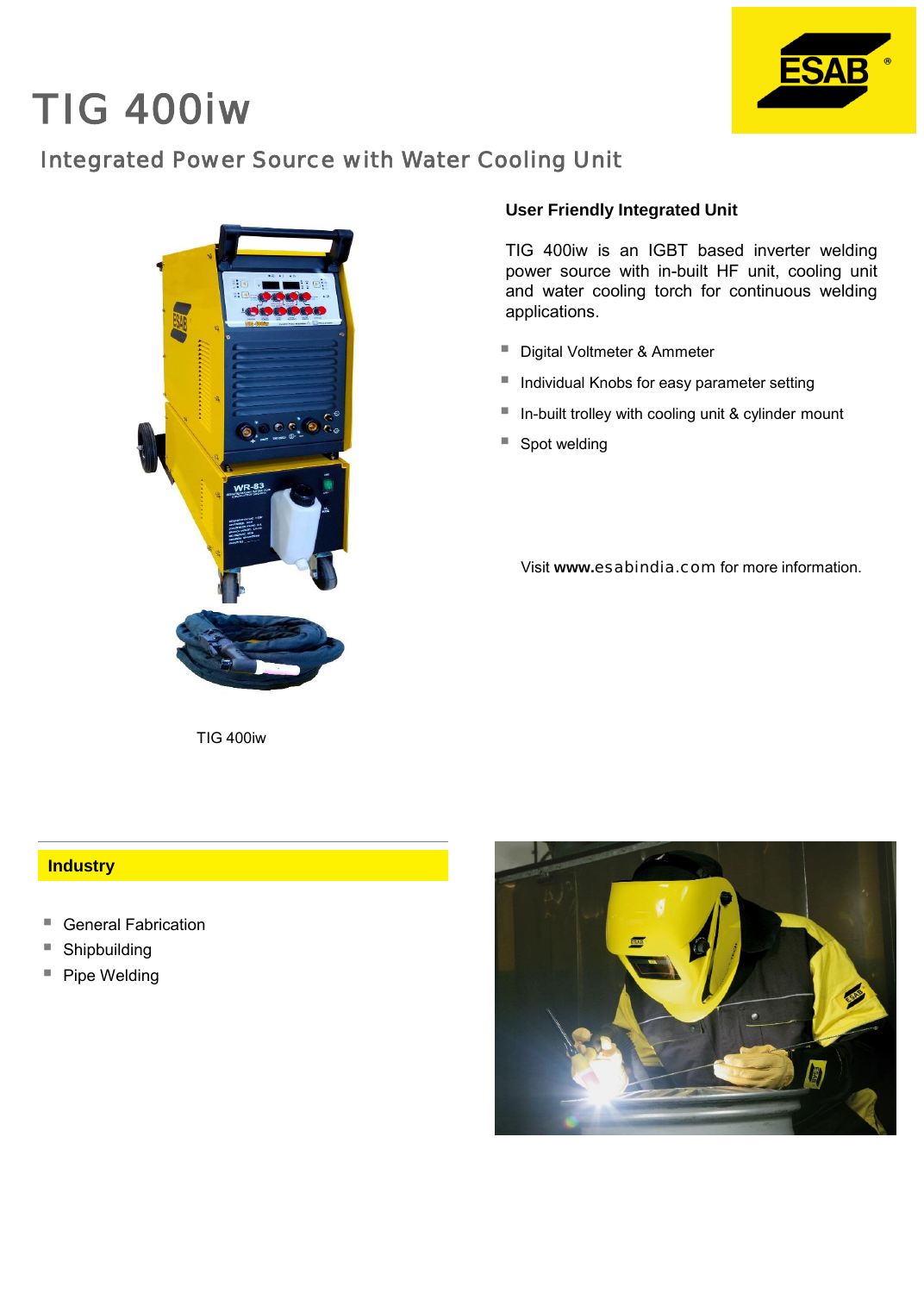# TIG 400iw

## Integrated Power Source with Water Cooling Unit

TIG 400iw

### User Friendly Integrated Unit

TIG 400iw is an IGBT based inverter welding power source with in-built HF unit, cooling unit and water cooling torch for continuous welding applications.

- Digital Voltmeter & Ammeter
- Individual Knobs for easy parameter setting
- In-built trolley with cooling unit & cylinder mount
- Spot welding

Visit **www.esabindia.com** for more information.

### Industry

- General Fabrication
- Shipbuilding
- Pipe Welding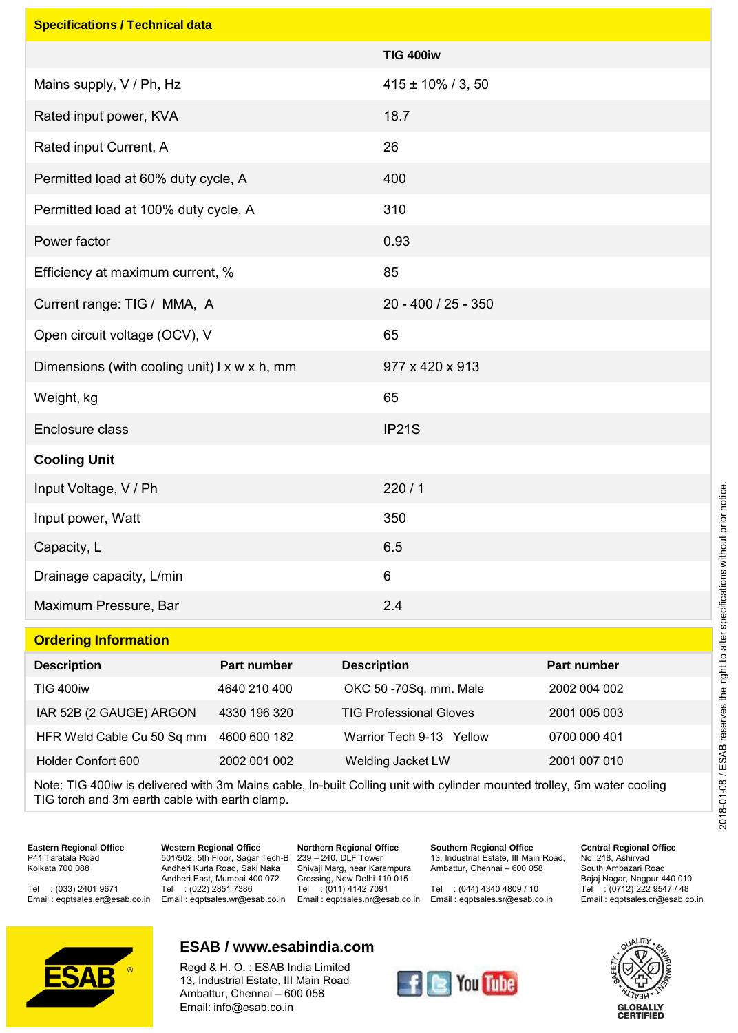## Specifications / Technical data

| | TIG 400iw |
|---|---|
| Mains supply, V / Ph, Hz | 415 ± 10% / 3, 50 |
| Rated input power, KVA | 18.7 |
| Rated input Current, A | 26 |
| Permitted load at 60% duty cycle, A | 400 |
| Permitted load at 100% duty cycle, A | 310 |
| Power factor | 0.93 |
| Efficiency at maximum current, % | 85 |
| Current range: TIG / MMA, A | 20 - 400 / 25 - 350 |
| Open circuit voltage (OCV), V | 65 |
| Dimensions (with cooling unit) l x w x h, mm | 977 x 420 x 913 |
| Weight, kg | 65 |
| Enclosure class | IP21S |
| **Cooling Unit** | |
| Input Voltage, V / Ph | 220 / 1 |
| Input power, Watt | 350 |
| Capacity, L | 6.5 |
| Drainage capacity, L/min | 6 |
| Maximum Pressure, Bar | 2.4 |

## Ordering Information

| Description | Part number | Description | Part number |
|---|---|---|---|
| TIG 400iw | 4640 210 400 | OKC 50 -70Sq. mm. Male | 2002 004 002 |
| IAR 52B (2 GAUGE) ARGON | 4330 196 320 | TIG Professional Gloves | 2001 005 003 |
| HFR Weld Cable Cu 50 Sq mm | 4600 600 182 | Warrior Tech 9-13 Yellow | 0700 000 401 |
| Holder Confort 600 | 2002 001 002 | Welding Jacket LW | 2001 007 010 |

Note: TIG 400iw is delivered with 3m Mains cable, In-built Colling unit with cylinder mounted trolley, 5m water cooling TIG torch and 3m earth cable with earth clamp.

2018-01-08 / ESAB reserves the right to alter specifications without prior notice.

**Eastern Regional Office**
P41 Taratala Road
Kolkata 700 088
Tel : (033) 2401 9671
Email : eqptsales.er@esab.co.in

**Western Regional Office**
501/502, 5th Floor, Sagar Tech-B
Andheri Kurla Road, Saki Naka
Andheri East, Mumbai 400 072
Tel : (022) 2851 7386
Email : eqptsales.wr@esab.co.in

**Northern Regional Office**
239 – 240, DLF Tower
Shivaji Marg, near Karampura
Crossing, New Delhi 110 015
Tel : (011) 4142 7091
Email : eqptsales.nr@esab.co.in

**Southern Regional Office**
13, Industrial Estate, III Main Road,
Ambattur, Chennai – 600 058
Tel : (044) 4340 4809 / 10
Email : eqptsales.sr@esab.co.in

**Central Regional Office**
No. 218, Ashirvad
South Ambazari Road
Bajaj Nagar, Nagpur 440 010
Tel : (0712) 222 9547 / 48
Email : eqptsales.cr@esab.co.in

**ESAB / www.esabindia.com**

Regd & H. O. : ESAB India Limited
13, Industrial Estate, III Main Road
Ambattur, Chennai – 600 058
Email: info@esab.co.in

GLOBALLY CERTIFIED